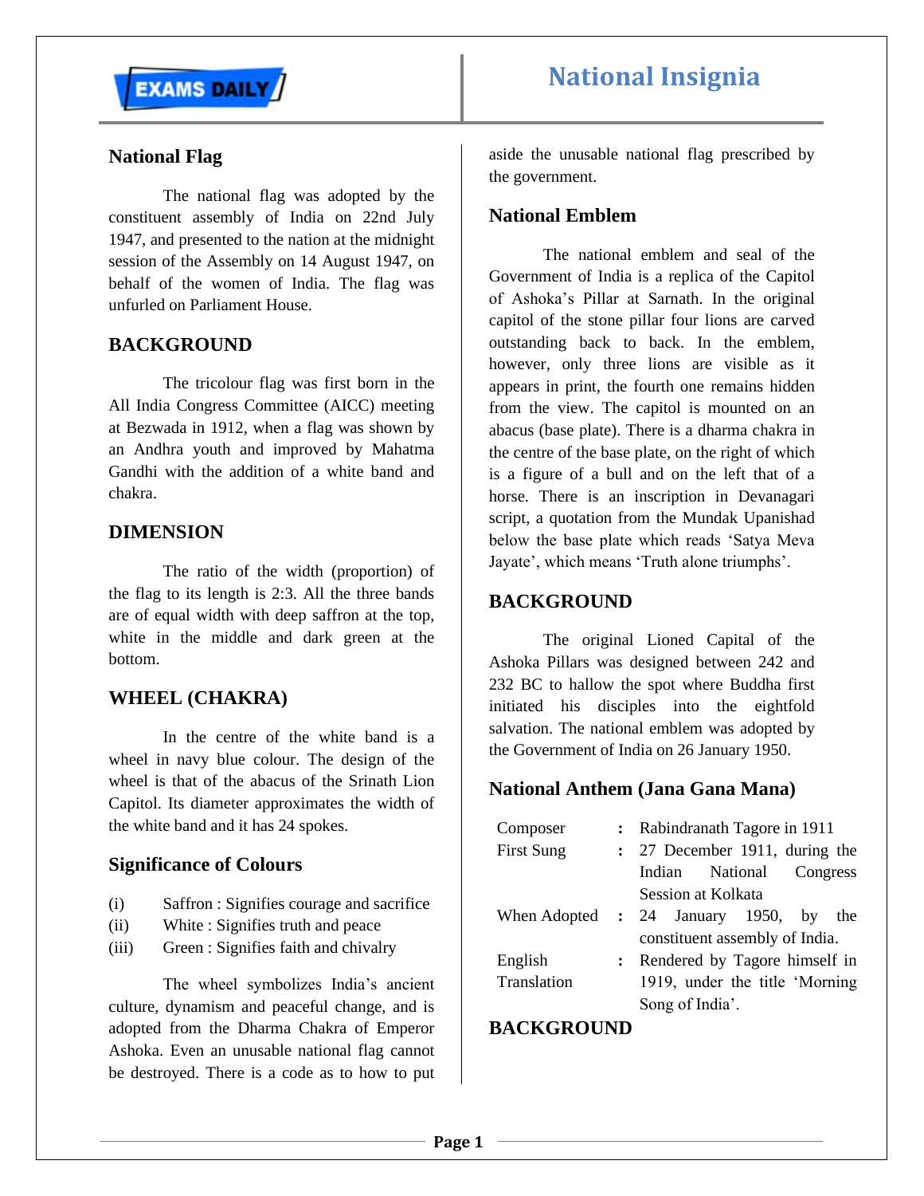# National Insignia

## National Flag

The national flag was adopted by the constituent assembly of India on 22nd July 1947, and presented to the nation at the midnight session of the Assembly on 14 August 1947, on behalf of the women of India. The flag was unfurled on Parliament House.

## BACKGROUND

The tricolour flag was first born in the All India Congress Committee (AICC) meeting at Bezwada in 1912, when a flag was shown by an Andhra youth and improved by Mahatma Gandhi with the addition of a white band and chakra.

## DIMENSION

The ratio of the width (proportion) of the flag to its length is 2:3. All the three bands are of equal width with deep saffron at the top, white in the middle and dark green at the bottom.

## WHEEL (CHAKRA)

In the centre of the white band is a wheel in navy blue colour. The design of the wheel is that of the abacus of the Srinath Lion Capitol. Its diameter approximates the width of the white band and it has 24 spokes.

## Significance of Colours

(i) Saffron : Signifies courage and sacrifice
(ii) White : Signifies truth and peace
(iii) Green : Signifies faith and chivalry

The wheel symbolizes India's ancient culture, dynamism and peaceful change, and is adopted from the Dharma Chakra of Emperor Ashoka. Even an unusable national flag cannot be destroyed. There is a code as to how to put aside the unusable national flag prescribed by the government.

## National Emblem

The national emblem and seal of the Government of India is a replica of the Capitol of Ashoka's Pillar at Sarnath. In the original capitol of the stone pillar four lions are carved outstanding back to back. In the emblem, however, only three lions are visible as it appears in print, the fourth one remains hidden from the view. The capitol is mounted on an abacus (base plate). There is a dharma chakra in the centre of the base plate, on the right of which is a figure of a bull and on the left that of a horse. There is an inscription in Devanagari script, a quotation from the Mundak Upanishad below the base plate which reads 'Satya Meva Jayate', which means 'Truth alone triumphs'.

## BACKGROUND

The original Lioned Capital of the Ashoka Pillars was designed between 242 and 232 BC to hallow the spot where Buddha first initiated his disciples into the eightfold salvation. The national emblem was adopted by the Government of India on 26 January 1950.

## National Anthem (Jana Gana Mana)

| | | |
|---|---|---|
| Composer | : | Rabindranath Tagore in 1911 |
| First Sung | : | 27 December 1911, during the Indian National Congress Session at Kolkata |
| When Adopted | : | 24 January 1950, by the constituent assembly of India. |
| English Translation | : | Rendered by Tagore himself in 1919, under the title 'Morning Song of India'. |

## BACKGROUND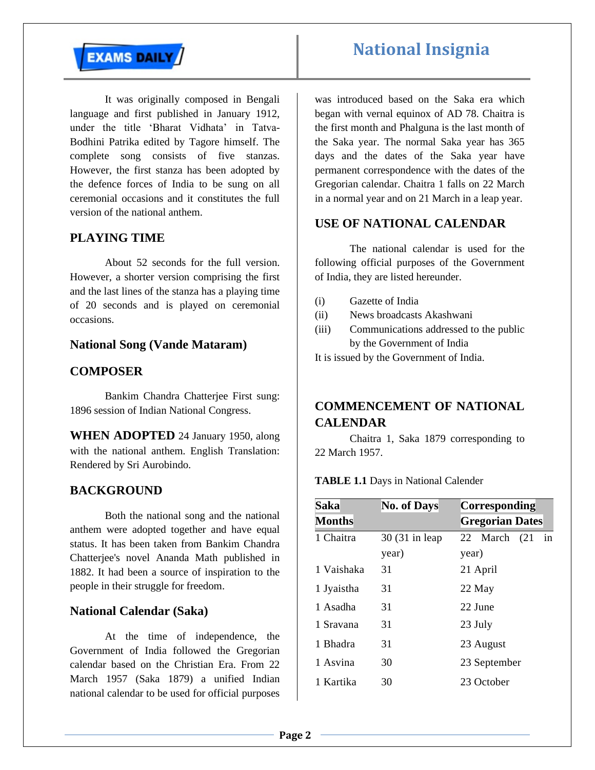It was originally composed in Bengali language and first published in January 1912, under the title 'Bharat Vidhata' in Tatva-Bodhini Patrika edited by Tagore himself. The complete song consists of five stanzas. However, the first stanza has been adopted by the defence forces of India to be sung on all ceremonial occasions and it constitutes the full version of the national anthem.

## PLAYING TIME

About 52 seconds for the full version. However, a shorter version comprising the first and the last lines of the stanza has a playing time of 20 seconds and is played on ceremonial occasions.

## National Song (Vande Mataram)

## COMPOSER

Bankim Chandra Chatterjee First sung: 1896 session of Indian National Congress.

**WHEN ADOPTED** 24 January 1950, along with the national anthem. English Translation: Rendered by Sri Aurobindo.

## BACKGROUND

Both the national song and the national anthem were adopted together and have equal status. It has been taken from Bankim Chandra Chatterjee's novel Ananda Math published in 1882. It had been a source of inspiration to the people in their struggle for freedom.

## National Calendar (Saka)

At the time of independence, the Government of India followed the Gregorian calendar based on the Christian Era. From 22 March 1957 (Saka 1879) a unified Indian national calendar to be used for official purposes was introduced based on the Saka era which began with vernal equinox of AD 78. Chaitra is the first month and Phalguna is the last month of the Saka year. The normal Saka year has 365 days and the dates of the Saka year have permanent correspondence with the dates of the Gregorian calendar. Chaitra 1 falls on 22 March in a normal year and on 21 March in a leap year.

## USE OF NATIONAL CALENDAR

The national calendar is used for the following official purposes of the Government of India, they are listed hereunder.

(i) Gazette of India
(ii) News broadcasts Akashwani
(iii) Communications addressed to the public by the Government of India

It is issued by the Government of India.

## COMMENCEMENT OF NATIONAL CALENDAR

Chaitra 1, Saka 1879 corresponding to 22 March 1957.

**TABLE 1.1** Days in National Calender

| Saka Months | No. of Days | Corresponding Gregorian Dates |
|---|---|---|
| 1 Chaitra | 30 (31 in leap year) | 22 March (21 in year) |
| 1 Vaishaka | 31 | 21 April |
| 1 Jyaistha | 31 | 22 May |
| 1 Asadha | 31 | 22 June |
| 1 Sravana | 31 | 23 July |
| 1 Bhadra | 31 | 23 August |
| 1 Asvina | 30 | 23 September |
| 1 Kartika | 30 | 23 October |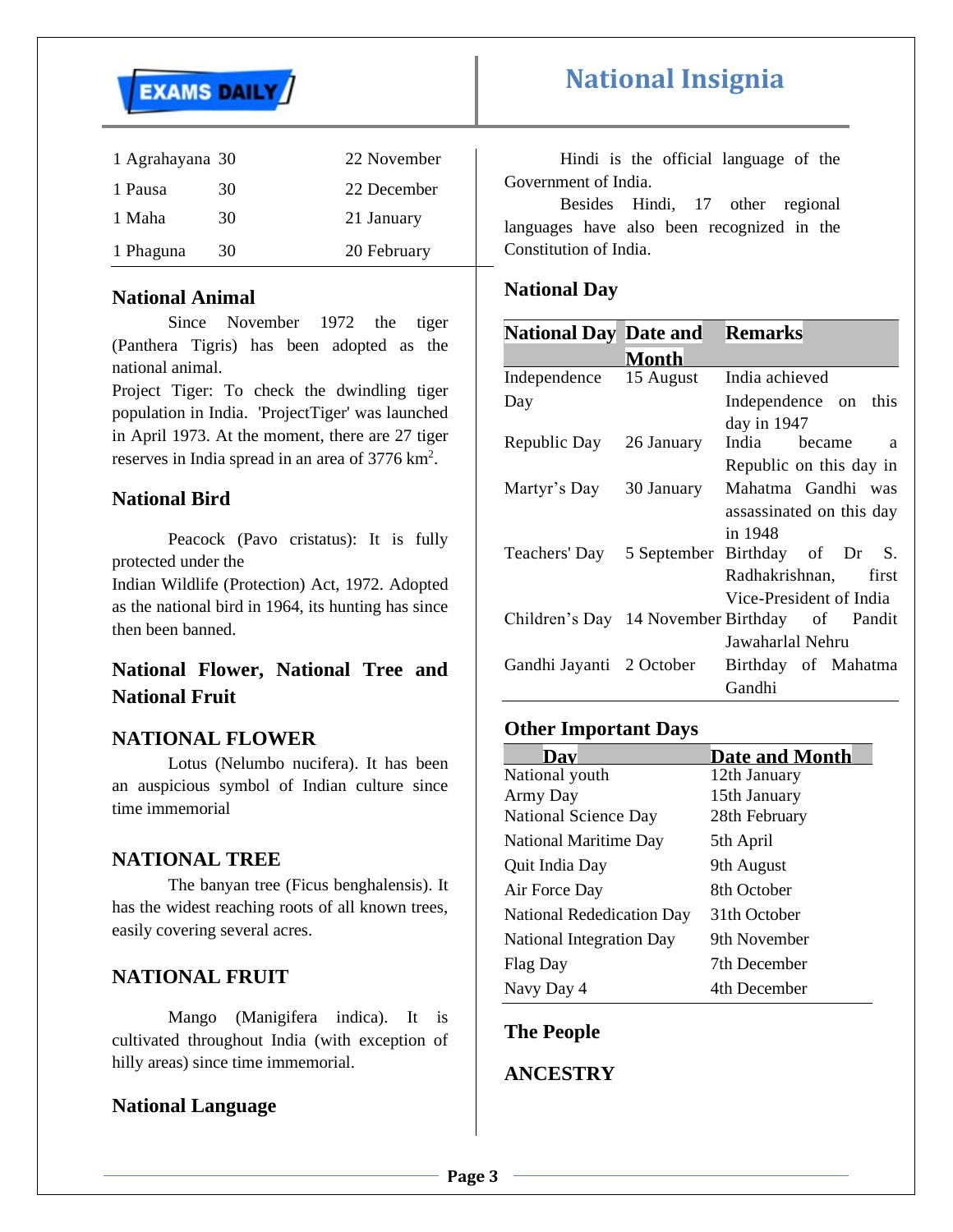| | | |
|---|---|---|
| 1 Agrahayana | 30 | 22 November |
| 1 Pausa | 30 | 22 December |
| 1 Maha | 30 | 21 January |
| 1 Phaguna | 30 | 20 February |

### National Animal

Since November 1972 the tiger (Panthera Tigris) has been adopted as the national animal.

Project Tiger: To check the dwindling tiger population in India. 'ProjectTiger' was launched in April 1973. At the moment, there are 27 tiger reserves in India spread in an area of 3776 km$^2$.

### National Bird

Peacock (Pavo cristatus): It is fully protected under the
Indian Wildlife (Protection) Act, 1972. Adopted as the national bird in 1964, its hunting has since then been banned.

### National Flower, National Tree and National Fruit

### NATIONAL FLOWER

Lotus (Nelumbo nucifera). It has been an auspicious symbol of Indian culture since time immemorial

### NATIONAL TREE

The banyan tree (Ficus benghalensis). It has the widest reaching roots of all known trees, easily covering several acres.

### NATIONAL FRUIT

Mango (Manigifera indica). It is cultivated throughout India (with exception of hilly areas) since time immemorial.

### National Language

Hindi is the official language of the Government of India.

Besides Hindi, 17 other regional languages have also been recognized in the Constitution of India.

### National Day

| National Day | Date and Month | Remarks |
|---|---|---|
| Independence Day | 15 August | India achieved Independence on this day in 1947 |
| Republic Day | 26 January | India became a Republic on this day in |
| Martyr's Day | 30 January | Mahatma Gandhi was assassinated on this day in 1948 |
| Teachers' Day | 5 September | Birthday of Dr S. Radhakrishnan, first Vice-President of India |
| Children's Day | 14 November | Birthday of Pandit Jawaharlal Nehru |
| Gandhi Jayanti | 2 October | Birthday of Mahatma Gandhi |

### Other Important Days

| Day | Date and Month |
|---|---|
| National youth | 12th January |
| Army Day | 15th January |
| National Science Day | 28th February |
| National Maritime Day | 5th April |
| Quit India Day | 9th August |
| Air Force Day | 8th October |
| National Rededication Day | 31th October |
| National Integration Day | 9th November |
| Flag Day | 7th December |
| Navy Day 4 | 4th December |

### The People

### ANCESTRY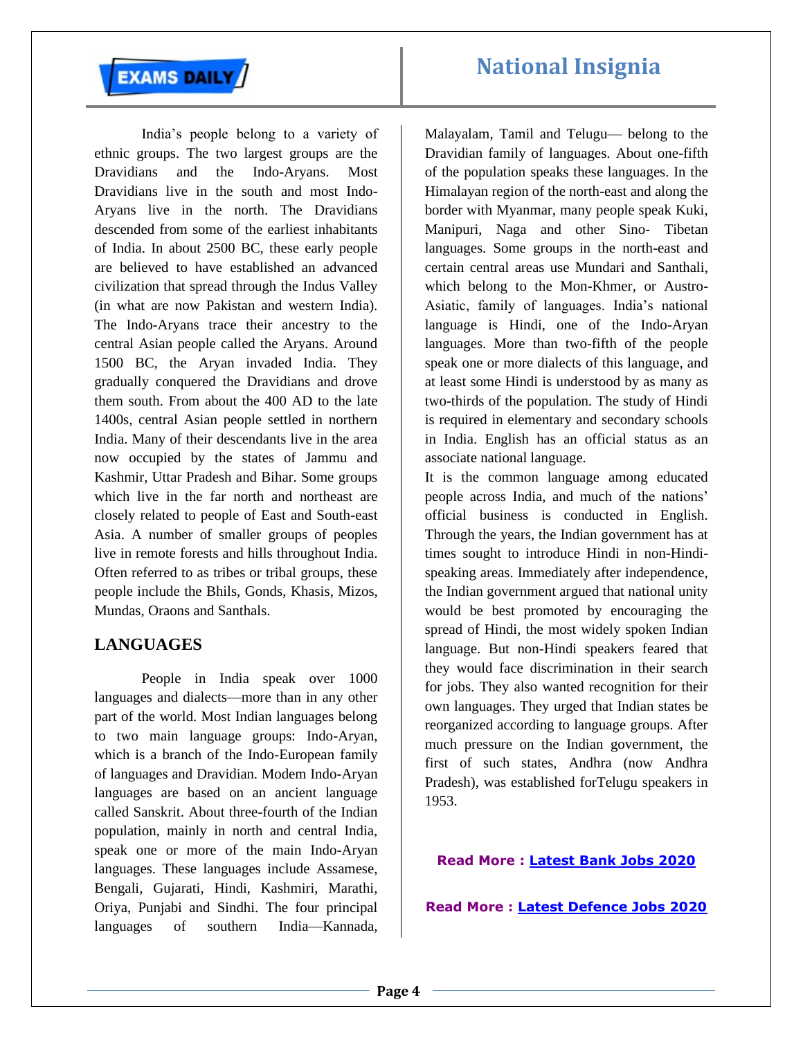India's people belong to a variety of ethnic groups. The two largest groups are the Dravidians and the Indo-Aryans. Most Dravidians live in the south and most Indo-Aryans live in the north. The Dravidians descended from some of the earliest inhabitants of India. In about 2500 BC, these early people are believed to have established an advanced civilization that spread through the Indus Valley (in what are now Pakistan and western India). The Indo-Aryans trace their ancestry to the central Asian people called the Aryans. Around 1500 BC, the Aryan invaded India. They gradually conquered the Dravidians and drove them south. From about the 400 AD to the late 1400s, central Asian people settled in northern India. Many of their descendants live in the area now occupied by the states of Jammu and Kashmir, Uttar Pradesh and Bihar. Some groups which live in the far north and northeast are closely related to people of East and South-east Asia. A number of smaller groups of peoples live in remote forests and hills throughout India. Often referred to as tribes or tribal groups, these people include the Bhils, Gonds, Khasis, Mizos, Mundas, Oraons and Santhals.

## LANGUAGES

People in India speak over 1000 languages and dialects—more than in any other part of the world. Most Indian languages belong to two main language groups: Indo-Aryan, which is a branch of the Indo-European family of languages and Dravidian. Modem Indo-Aryan languages are based on an ancient language called Sanskrit. About three-fourth of the Indian population, mainly in north and central India, speak one or more of the main Indo-Aryan languages. These languages include Assamese, Bengali, Gujarati, Hindi, Kashmiri, Marathi, Oriya, Punjabi and Sindhi. The four principal languages of southern India—Kannada, Malayalam, Tamil and Telugu— belong to the Dravidian family of languages. About one-fifth of the population speaks these languages. In the Himalayan region of the north-east and along the border with Myanmar, many people speak Kuki, Manipuri, Naga and other Sino- Tibetan languages. Some groups in the north-east and certain central areas use Mundari and Santhali, which belong to the Mon-Khmer, or Austro-Asiatic, family of languages. India's national language is Hindi, one of the Indo-Aryan languages. More than two-fifth of the people speak one or more dialects of this language, and at least some Hindi is understood by as many as two-thirds of the population. The study of Hindi is required in elementary and secondary schools in India. English has an official status as an associate national language.

It is the common language among educated people across India, and much of the nations' official business is conducted in English. Through the years, the Indian government has at times sought to introduce Hindi in non-Hindi-speaking areas. Immediately after independence, the Indian government argued that national unity would be best promoted by encouraging the spread of Hindi, the most widely spoken Indian language. But non-Hindi speakers feared that they would face discrimination in their search for jobs. They also wanted recognition for their own languages. They urged that Indian states be reorganized according to language groups. After much pressure on the Indian government, the first of such states, Andhra (now Andhra Pradesh), was established forTelugu speakers in 1953.

**Read More : [Latest Bank Jobs 2020]()**

**Read More : [Latest Defence Jobs 2020]()**